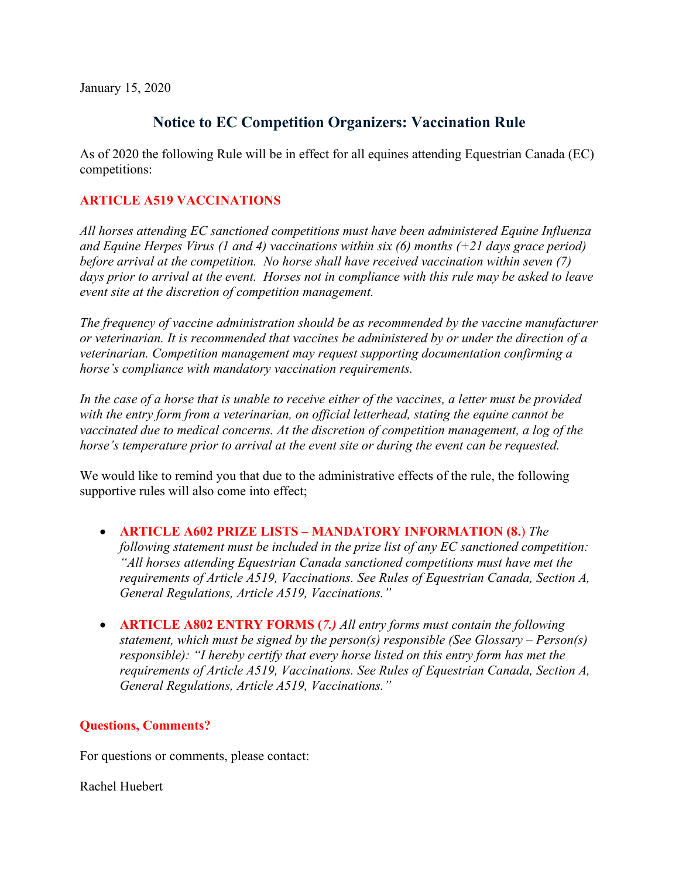January 15, 2020

# Notice to EC Competition Organizers: Vaccination Rule

As of 2020 the following Rule will be in effect for all equines attending Equestrian Canada (EC) competitions:

## ARTICLE A519 VACCINATIONS

*All horses attending EC sanctioned competitions must have been administered Equine Influenza and Equine Herpes Virus (1 and 4) vaccinations within six (6) months (+21 days grace period) before arrival at the competition. No horse shall have received vaccination within seven (7) days prior to arrival at the event. Horses not in compliance with this rule may be asked to leave event site at the discretion of competition management.*

*The frequency of vaccine administration should be as recommended by the vaccine manufacturer or veterinarian. It is recommended that vaccines be administered by or under the direction of a veterinarian. Competition management may request supporting documentation confirming a horse's compliance with mandatory vaccination requirements.*

*In the case of a horse that is unable to receive either of the vaccines, a letter must be provided with the entry form from a veterinarian, on official letterhead, stating the equine cannot be vaccinated due to medical concerns. At the discretion of competition management, a log of the horse's temperature prior to arrival at the event site or during the event can be requested.*

We would like to remind you that due to the administrative effects of the rule, the following supportive rules will also come into effect;

- **ARTICLE A602 PRIZE LISTS – MANDATORY INFORMATION (8.)** *The following statement must be included in the prize list of any EC sanctioned competition: "All horses attending Equestrian Canada sanctioned competitions must have met the requirements of Article A519, Vaccinations. See Rules of Equestrian Canada, Section A, General Regulations, Article A519, Vaccinations."*

- **ARTICLE A802 ENTRY FORMS (*7.)*** *All entry forms must contain the following statement, which must be signed by the person(s) responsible (See Glossary – Person(s) responsible): "I hereby certify that every horse listed on this entry form has met the requirements of Article A519, Vaccinations. See Rules of Equestrian Canada, Section A, General Regulations, Article A519, Vaccinations."*

## Questions, Comments?

For questions or comments, please contact:

Rachel Huebert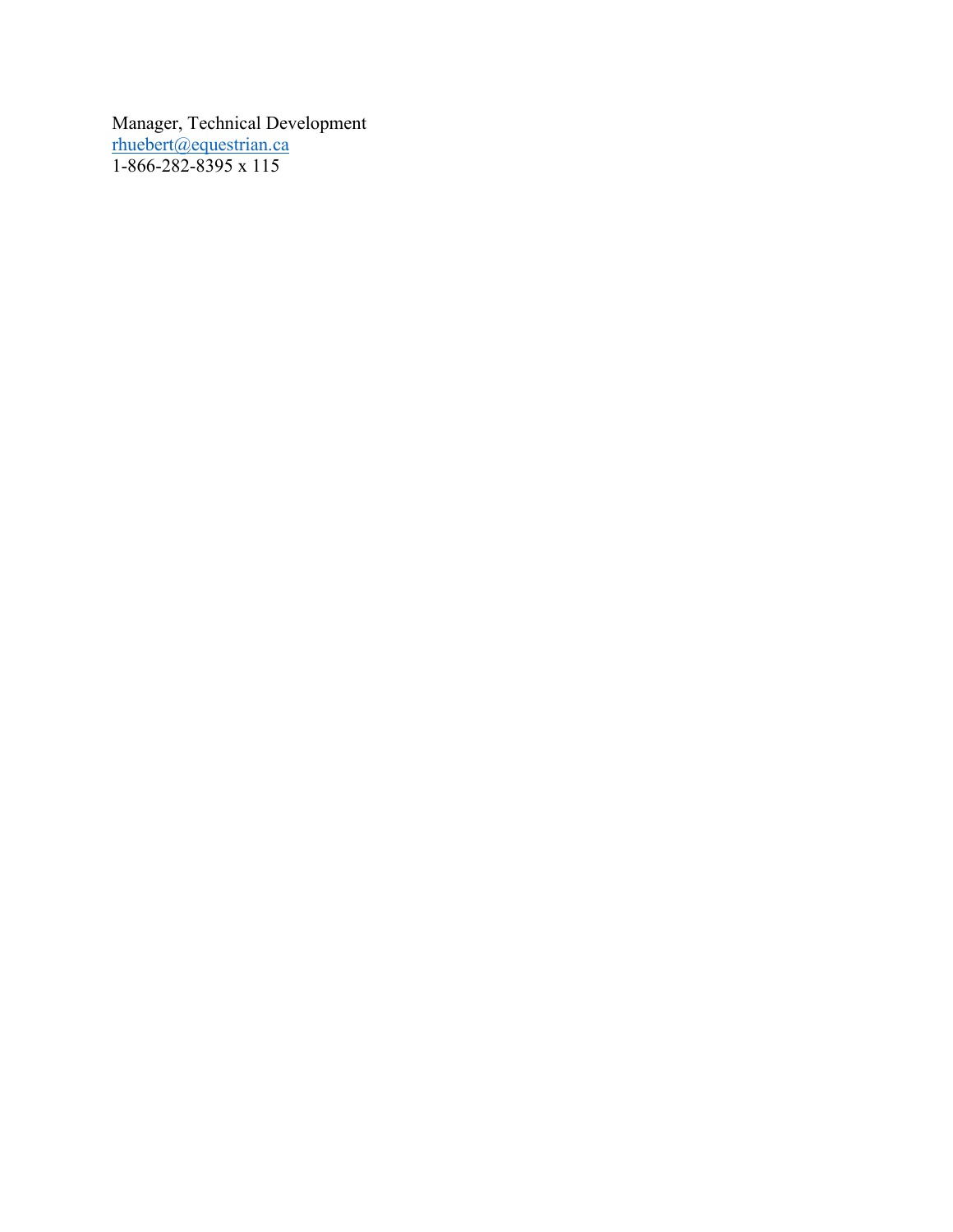Manager, Technical Development
rhuebert@equestrian.ca
1-866-282-8395 x 115